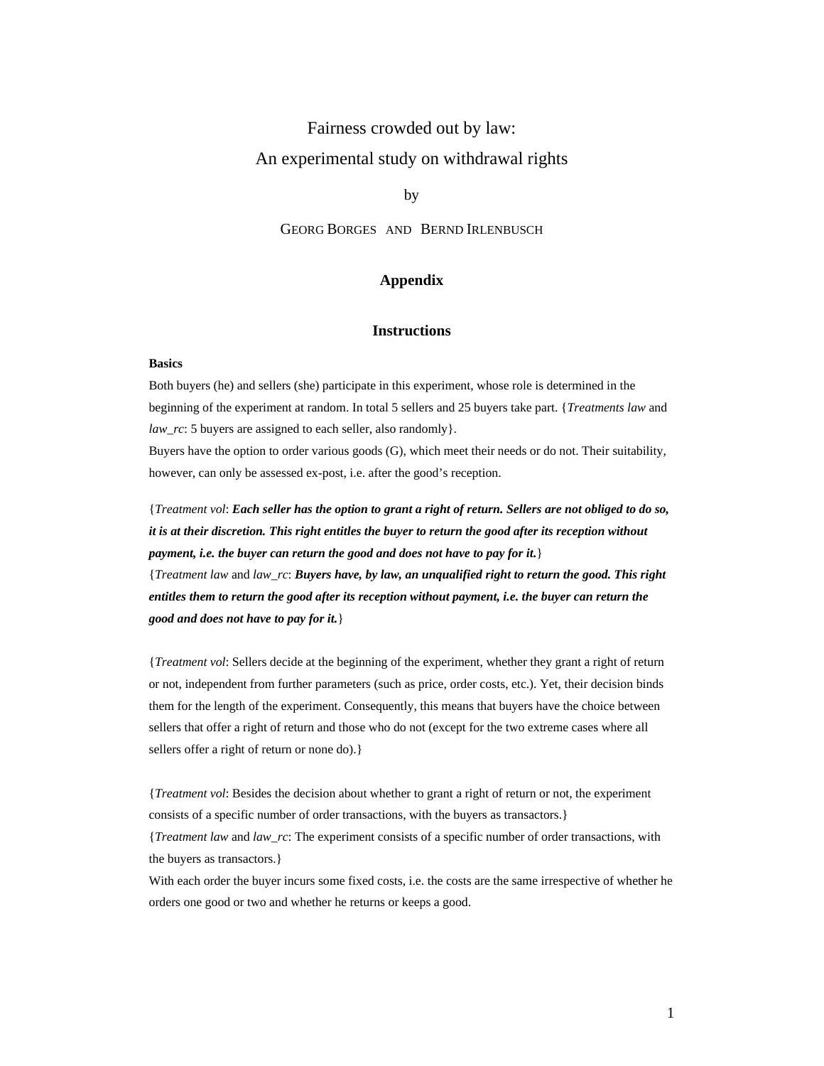# Fairness crowded out by law:
# An experimental study on withdrawal rights

by

GEORG BORGES AND BERND IRLENBUSCH

## Appendix

## Instructions

**Basics**

Both buyers (he) and sellers (she) participate in this experiment, whose role is determined in the beginning of the experiment at random. In total 5 sellers and 25 buyers take part. {*Treatments law* and *law_rc*: 5 buyers are assigned to each seller, also randomly}.

Buyers have the option to order various goods (G), which meet their needs or do not. Their suitability, however, can only be assessed ex-post, i.e. after the good's reception.

{*Treatment vol*: ***Each seller has the option to grant a right of return. Sellers are not obliged to do so, it is at their discretion. This right entitles the buyer to return the good after its reception without payment, i.e. the buyer can return the good and does not have to pay for it.***}

{*Treatment law* and *law_rc*: ***Buyers have, by law, an unqualified right to return the good. This right entitles them to return the good after its reception without payment, i.e. the buyer can return the good and does not have to pay for it.***}

{*Treatment vol*: Sellers decide at the beginning of the experiment, whether they grant a right of return or not, independent from further parameters (such as price, order costs, etc.). Yet, their decision binds them for the length of the experiment. Consequently, this means that buyers have the choice between sellers that offer a right of return and those who do not (except for the two extreme cases where all sellers offer a right of return or none do).}

{*Treatment vol*: Besides the decision about whether to grant a right of return or not, the experiment consists of a specific number of order transactions, with the buyers as transactors.}

{*Treatment law* and *law_rc*: The experiment consists of a specific number of order transactions, with the buyers as transactors.}

With each order the buyer incurs some fixed costs, i.e. the costs are the same irrespective of whether he orders one good or two and whether he returns or keeps a good.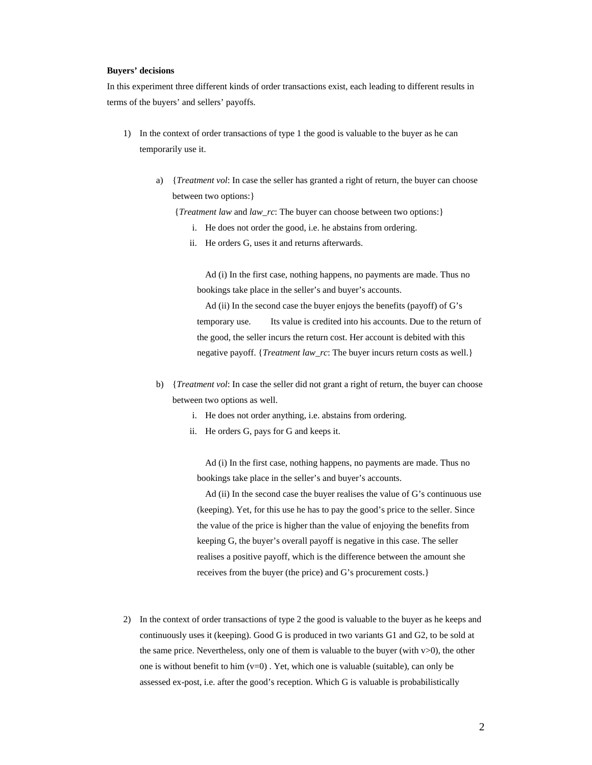**Buyers' decisions**

In this experiment three different kinds of order transactions exist, each leading to different results in terms of the buyers' and sellers' payoffs.

1) In the context of order transactions of type 1 the good is valuable to the buyer as he can temporarily use it.

   a) {*Treatment vol*: In case the seller has granted a right of return, the buyer can choose between two options:}

      {*Treatment law* and *law_rc*: The buyer can choose between two options:}

      i. He does not order the good, i.e. he abstains from ordering.
      ii. He orders G, uses it and returns afterwards.

      Ad (i) In the first case, nothing happens, no payments are made. Thus no bookings take place in the seller's and buyer's accounts.

      Ad (ii) In the second case the buyer enjoys the benefits (payoff) of G's temporary use. Its value is credited into his accounts. Due to the return of the good, the seller incurs the return cost. Her account is debited with this negative payoff. {*Treatment law_rc*: The buyer incurs return costs as well.}

   b) {*Treatment vol*: In case the seller did not grant a right of return, the buyer can choose between two options as well.

      i. He does not order anything, i.e. abstains from ordering.
      ii. He orders G, pays for G and keeps it.

      Ad (i) In the first case, nothing happens, no payments are made. Thus no bookings take place in the seller's and buyer's accounts.

      Ad (ii) In the second case the buyer realises the value of G's continuous use (keeping). Yet, for this use he has to pay the good's price to the seller. Since the value of the price is higher than the value of enjoying the benefits from keeping G, the buyer's overall payoff is negative in this case. The seller realises a positive payoff, which is the difference between the amount she receives from the buyer (the price) and G's procurement costs.}

2) In the context of order transactions of type 2 the good is valuable to the buyer as he keeps and continuously uses it (keeping). Good G is produced in two variants G1 and G2, to be sold at the same price. Nevertheless, only one of them is valuable to the buyer (with $v>0$), the other one is without benefit to him ($v=0$) . Yet, which one is valuable (suitable), can only be assessed ex-post, i.e. after the good's reception. Which G is valuable is probabilistically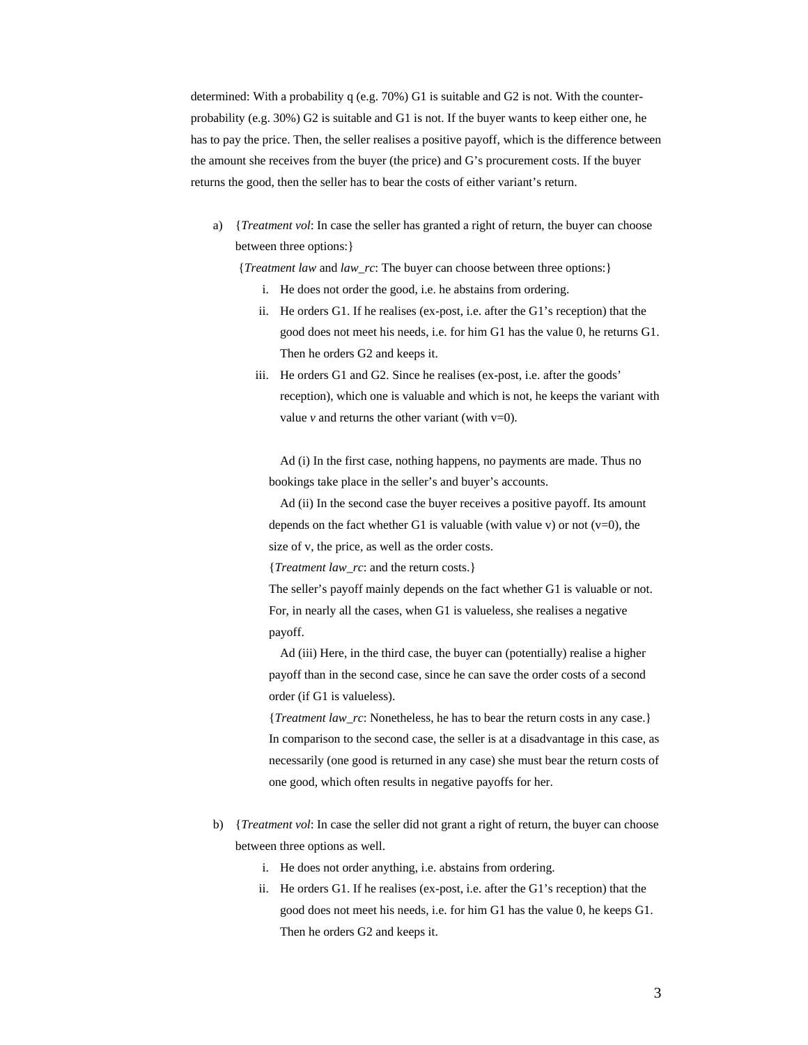determined: With a probability q (e.g. 70%) G1 is suitable and G2 is not. With the counter-probability (e.g. 30%) G2 is suitable and G1 is not. If the buyer wants to keep either one, he has to pay the price. Then, the seller realises a positive payoff, which is the difference between the amount she receives from the buyer (the price) and G's procurement costs. If the buyer returns the good, then the seller has to bear the costs of either variant's return.

a) {*Treatment vol*: In case the seller has granted a right of return, the buyer can choose between three options:}

   {*Treatment law* and *law_rc*: The buyer can choose between three options:}

   i. He does not order the good, i.e. he abstains from ordering.
   ii. He orders G1. If he realises (ex-post, i.e. after the G1's reception) that the good does not meet his needs, i.e. for him G1 has the value 0, he returns G1. Then he orders G2 and keeps it.
   iii. He orders G1 and G2. Since he realises (ex-post, i.e. after the goods' reception), which one is valuable and which is not, he keeps the variant with value *v* and returns the other variant (with v=0).

   Ad (i) In the first case, nothing happens, no payments are made. Thus no bookings take place in the seller's and buyer's accounts.

   Ad (ii) In the second case the buyer receives a positive payoff. Its amount depends on the fact whether G1 is valuable (with value v) or not (v=0), the size of v, the price, as well as the order costs.
   {*Treatment law_rc*: and the return costs.}
   The seller's payoff mainly depends on the fact whether G1 is valuable or not. For, in nearly all the cases, when G1 is valueless, she realises a negative payoff.

   Ad (iii) Here, in the third case, the buyer can (potentially) realise a higher payoff than in the second case, since he can save the order costs of a second order (if G1 is valueless).
   {*Treatment law_rc*: Nonetheless, he has to bear the return costs in any case.}
   In comparison to the second case, the seller is at a disadvantage in this case, as necessarily (one good is returned in any case) she must bear the return costs of one good, which often results in negative payoffs for her.

b) {*Treatment vol*: In case the seller did not grant a right of return, the buyer can choose between three options as well.

   i. He does not order anything, i.e. abstains from ordering.
   ii. He orders G1. If he realises (ex-post, i.e. after the G1's reception) that the good does not meet his needs, i.e. for him G1 has the value 0, he keeps G1. Then he orders G2 and keeps it.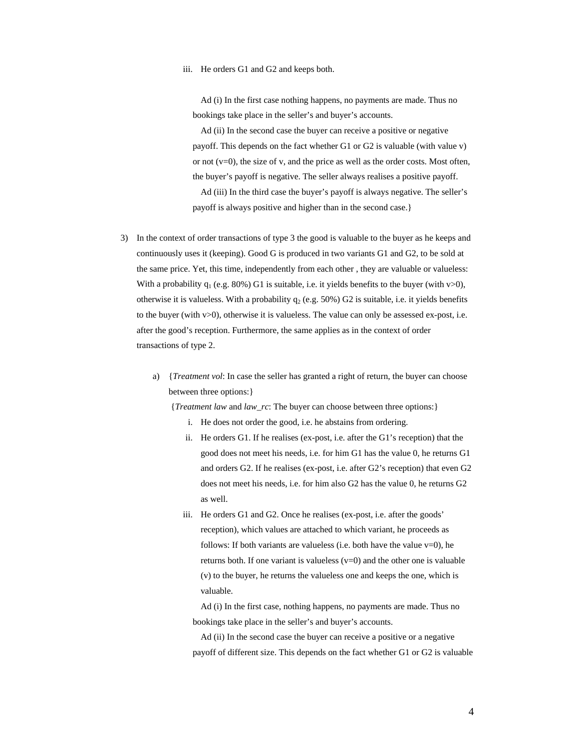iii. He orders G1 and G2 and keeps both.

Ad (i) In the first case nothing happens, no payments are made. Thus no bookings take place in the seller's and buyer's accounts.

Ad (ii) In the second case the buyer can receive a positive or negative payoff. This depends on the fact whether G1 or G2 is valuable (with value v) or not (v=0), the size of v, and the price as well as the order costs. Most often, the buyer's payoff is negative. The seller always realises a positive payoff.

Ad (iii) In the third case the buyer's payoff is always negative. The seller's payoff is always positive and higher than in the second case.}

3) In the context of order transactions of type 3 the good is valuable to the buyer as he keeps and continuously uses it (keeping). Good G is produced in two variants G1 and G2, to be sold at the same price. Yet, this time, independently from each other , they are valuable or valueless: With a probability $q_1$ (e.g. 80%) G1 is suitable, i.e. it yields benefits to the buyer (with v>0), otherwise it is valueless. With a probability $q_2$ (e.g. 50%) G2 is suitable, i.e. it yields benefits to the buyer (with v>0), otherwise it is valueless. The value can only be assessed ex-post, i.e. after the good's reception. Furthermore, the same applies as in the context of order transactions of type 2.

   a) {*Treatment vol*: In case the seller has granted a right of return, the buyer can choose between three options:}

      {*Treatment law* and *law_rc*: The buyer can choose between three options:}

      i. He does not order the good, i.e. he abstains from ordering.

      ii. He orders G1. If he realises (ex-post, i.e. after the G1's reception) that the good does not meet his needs, i.e. for him G1 has the value 0, he returns G1 and orders G2. If he realises (ex-post, i.e. after G2's reception) that even G2 does not meet his needs, i.e. for him also G2 has the value 0, he returns G2 as well.

      iii. He orders G1 and G2. Once he realises (ex-post, i.e. after the goods' reception), which values are attached to which variant, he proceeds as follows: If both variants are valueless (i.e. both have the value v=0), he returns both. If one variant is valueless (v=0) and the other one is valuable (v) to the buyer, he returns the valueless one and keeps the one, which is valuable.

      Ad (i) In the first case, nothing happens, no payments are made. Thus no bookings take place in the seller's and buyer's accounts.

      Ad (ii) In the second case the buyer can receive a positive or a negative payoff of different size. This depends on the fact whether G1 or G2 is valuable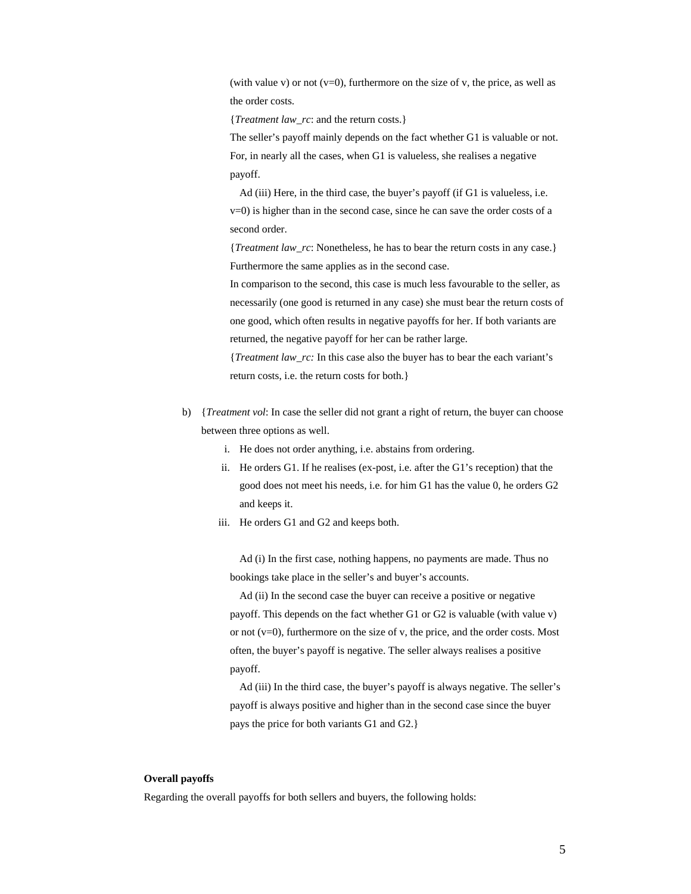(with value v) or not (v=0), furthermore on the size of v, the price, as well as the order costs.

{*Treatment law_rc*: and the return costs.}

The seller's payoff mainly depends on the fact whether G1 is valuable or not. For, in nearly all the cases, when G1 is valueless, she realises a negative payoff.

Ad (iii) Here, in the third case, the buyer's payoff (if G1 is valueless, i.e. v=0) is higher than in the second case, since he can save the order costs of a second order.

{*Treatment law_rc*: Nonetheless, he has to bear the return costs in any case.}

Furthermore the same applies as in the second case.

In comparison to the second, this case is much less favourable to the seller, as necessarily (one good is returned in any case) she must bear the return costs of one good, which often results in negative payoffs for her. If both variants are returned, the negative payoff for her can be rather large.

{*Treatment law_rc:* In this case also the buyer has to bear the each variant's return costs, i.e. the return costs for both.}

b) {*Treatment vol*: In case the seller did not grant a right of return, the buyer can choose between three options as well.

   i. He does not order anything, i.e. abstains from ordering.
   ii. He orders G1. If he realises (ex-post, i.e. after the G1's reception) that the good does not meet his needs, i.e. for him G1 has the value 0, he orders G2 and keeps it.
   iii. He orders G1 and G2 and keeps both.

Ad (i) In the first case, nothing happens, no payments are made. Thus no bookings take place in the seller's and buyer's accounts.

Ad (ii) In the second case the buyer can receive a positive or negative payoff. This depends on the fact whether G1 or G2 is valuable (with value v) or not (v=0), furthermore on the size of v, the price, and the order costs. Most often, the buyer's payoff is negative. The seller always realises a positive payoff.

Ad (iii) In the third case, the buyer's payoff is always negative. The seller's payoff is always positive and higher than in the second case since the buyer pays the price for both variants G1 and G2.}

**Overall payoffs**

Regarding the overall payoffs for both sellers and buyers, the following holds: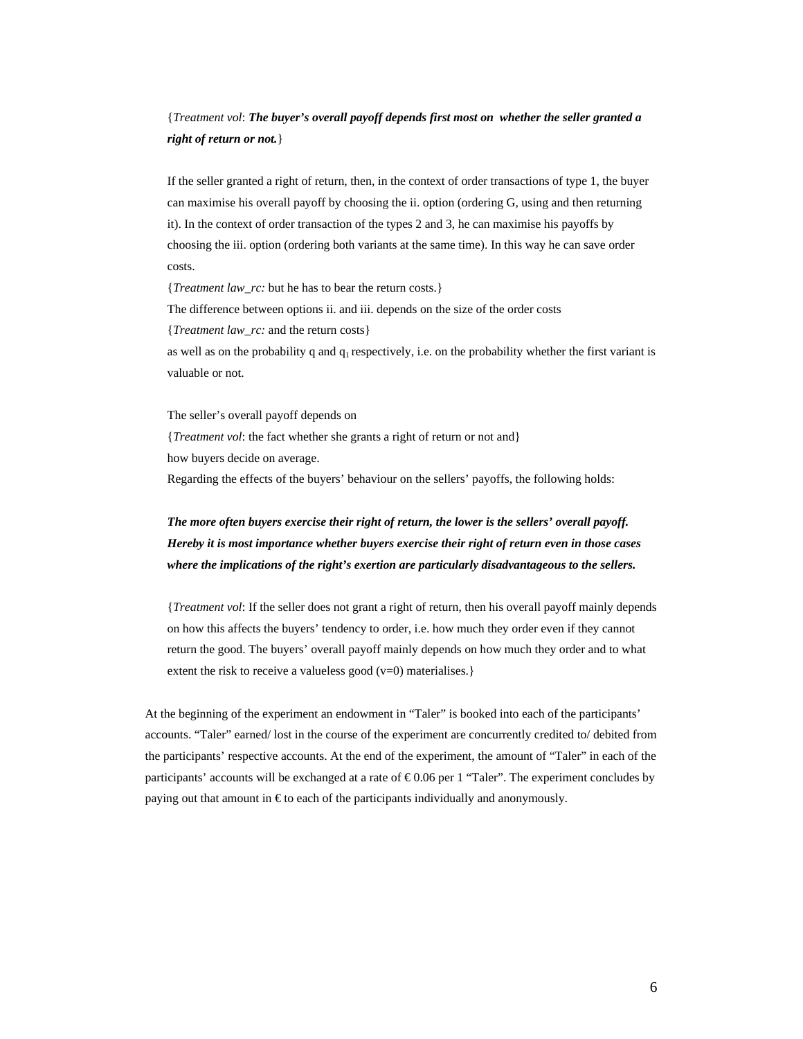{*Treatment vol*: ***The buyer's overall payoff depends first most on whether the seller granted a right of return or not.***}

If the seller granted a right of return, then, in the context of order transactions of type 1, the buyer can maximise his overall payoff by choosing the ii. option (ordering G, using and then returning it). In the context of order transaction of the types 2 and 3, he can maximise his payoffs by choosing the iii. option (ordering both variants at the same time). In this way he can save order costs.

{*Treatment law_rc:* but he has to bear the return costs.}

The difference between options ii. and iii. depends on the size of the order costs

{*Treatment law_rc:* and the return costs}

as well as on the probability q and $q_1$ respectively, i.e. on the probability whether the first variant is valuable or not.

The seller's overall payoff depends on

{*Treatment vol*: the fact whether she grants a right of return or not and}

how buyers decide on average.

Regarding the effects of the buyers' behaviour on the sellers' payoffs, the following holds:

***The more often buyers exercise their right of return, the lower is the sellers' overall payoff. Hereby it is most importance whether buyers exercise their right of return even in those cases where the implications of the right's exertion are particularly disadvantageous to the sellers.***

{*Treatment vol*: If the seller does not grant a right of return, then his overall payoff mainly depends on how this affects the buyers' tendency to order, i.e. how much they order even if they cannot return the good. The buyers' overall payoff mainly depends on how much they order and to what extent the risk to receive a valueless good (v=0) materialises.}

At the beginning of the experiment an endowment in "Taler" is booked into each of the participants' accounts. "Taler" earned/ lost in the course of the experiment are concurrently credited to/ debited from the participants' respective accounts. At the end of the experiment, the amount of "Taler" in each of the participants' accounts will be exchanged at a rate of € 0.06 per 1 "Taler". The experiment concludes by paying out that amount in € to each of the participants individually and anonymously.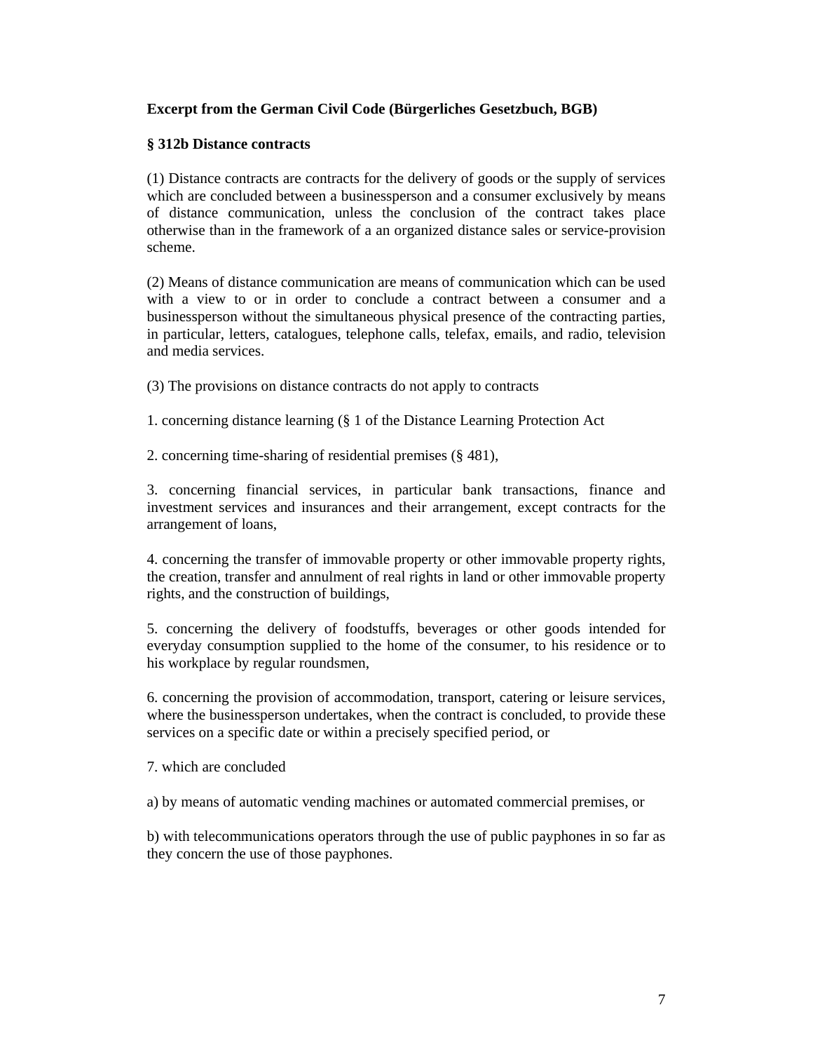**Excerpt from the German Civil Code (Bürgerliches Gesetzbuch, BGB)**

**§ 312b Distance contracts**

(1) Distance contracts are contracts for the delivery of goods or the supply of services which are concluded between a businessperson and a consumer exclusively by means of distance communication, unless the conclusion of the contract takes place otherwise than in the framework of a an organized distance sales or service-provision scheme.

(2) Means of distance communication are means of communication which can be used with a view to or in order to conclude a contract between a consumer and a businessperson without the simultaneous physical presence of the contracting parties, in particular, letters, catalogues, telephone calls, telefax, emails, and radio, television and media services.

(3) The provisions on distance contracts do not apply to contracts

1. concerning distance learning (§ 1 of the Distance Learning Protection Act

2. concerning time-sharing of residential premises (§ 481),

3. concerning financial services, in particular bank transactions, finance and investment services and insurances and their arrangement, except contracts for the arrangement of loans,

4. concerning the transfer of immovable property or other immovable property rights, the creation, transfer and annulment of real rights in land or other immovable property rights, and the construction of buildings,

5. concerning the delivery of foodstuffs, beverages or other goods intended for everyday consumption supplied to the home of the consumer, to his residence or to his workplace by regular roundsmen,

6. concerning the provision of accommodation, transport, catering or leisure services, where the businessperson undertakes, when the contract is concluded, to provide these services on a specific date or within a precisely specified period, or

7. which are concluded

a) by means of automatic vending machines or automated commercial premises, or

b) with telecommunications operators through the use of public payphones in so far as they concern the use of those payphones.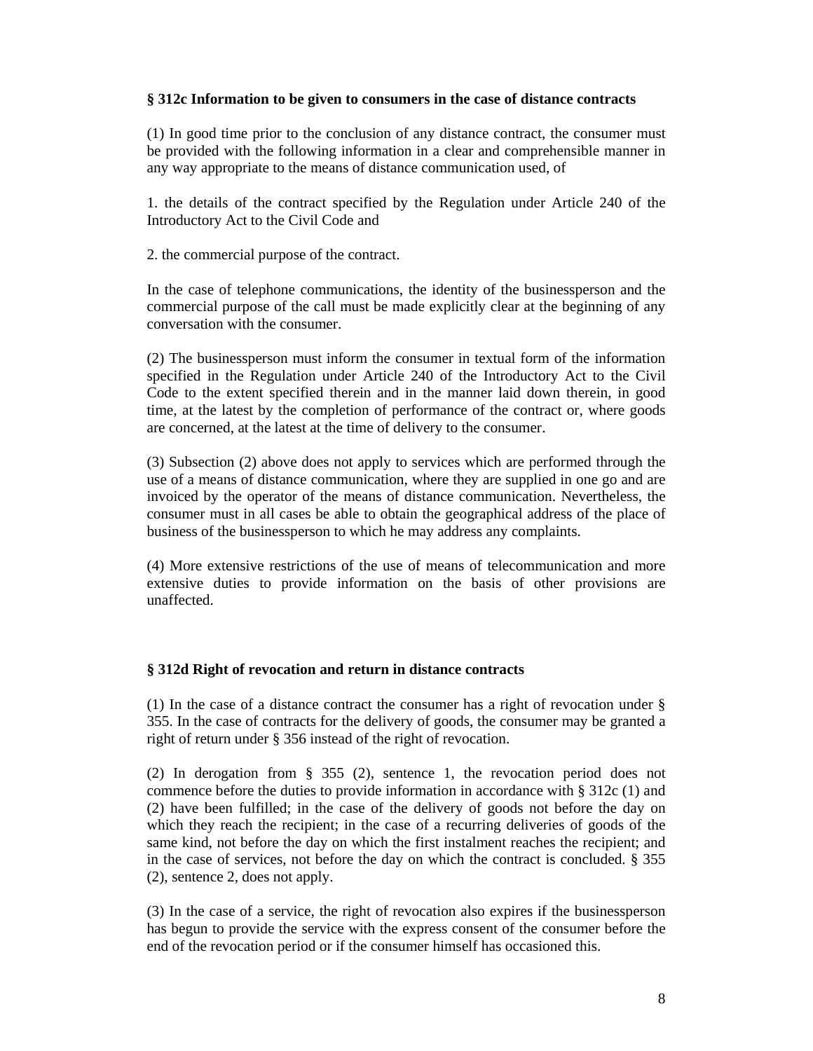**§ 312c Information to be given to consumers in the case of distance contracts**

(1) In good time prior to the conclusion of any distance contract, the consumer must be provided with the following information in a clear and comprehensible manner in any way appropriate to the means of distance communication used, of

1. the details of the contract specified by the Regulation under Article 240 of the Introductory Act to the Civil Code and

2. the commercial purpose of the contract.

In the case of telephone communications, the identity of the businessperson and the commercial purpose of the call must be made explicitly clear at the beginning of any conversation with the consumer.

(2) The businessperson must inform the consumer in textual form of the information specified in the Regulation under Article 240 of the Introductory Act to the Civil Code to the extent specified therein and in the manner laid down therein, in good time, at the latest by the completion of performance of the contract or, where goods are concerned, at the latest at the time of delivery to the consumer.

(3) Subsection (2) above does not apply to services which are performed through the use of a means of distance communication, where they are supplied in one go and are invoiced by the operator of the means of distance communication. Nevertheless, the consumer must in all cases be able to obtain the geographical address of the place of business of the businessperson to which he may address any complaints.

(4) More extensive restrictions of the use of means of telecommunication and more extensive duties to provide information on the basis of other provisions are unaffected.

**§ 312d Right of revocation and return in distance contracts**

(1) In the case of a distance contract the consumer has a right of revocation under § 355. In the case of contracts for the delivery of goods, the consumer may be granted a right of return under § 356 instead of the right of revocation.

(2) In derogation from § 355 (2), sentence 1, the revocation period does not commence before the duties to provide information in accordance with § 312c (1) and (2) have been fulfilled; in the case of the delivery of goods not before the day on which they reach the recipient; in the case of a recurring deliveries of goods of the same kind, not before the day on which the first instalment reaches the recipient; and in the case of services, not before the day on which the contract is concluded. § 355 (2), sentence 2, does not apply.

(3) In the case of a service, the right of revocation also expires if the businessperson has begun to provide the service with the express consent of the consumer before the end of the revocation period or if the consumer himself has occasioned this.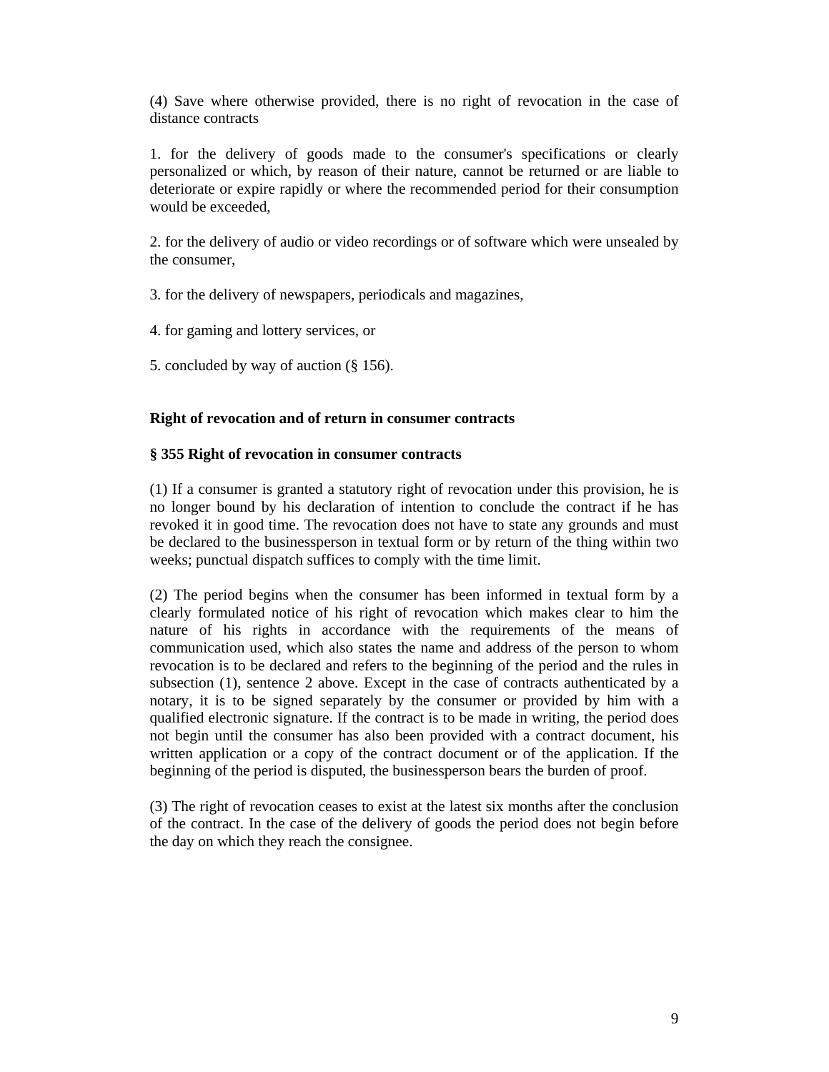(4) Save where otherwise provided, there is no right of revocation in the case of distance contracts

1. for the delivery of goods made to the consumer's specifications or clearly personalized or which, by reason of their nature, cannot be returned or are liable to deteriorate or expire rapidly or where the recommended period for their consumption would be exceeded,

2. for the delivery of audio or video recordings or of software which were unsealed by the consumer,

3. for the delivery of newspapers, periodicals and magazines,

4. for gaming and lottery services, or

5. concluded by way of auction (§ 156).

**Right of revocation and of return in consumer contracts**

**§ 355 Right of revocation in consumer contracts**

(1) If a consumer is granted a statutory right of revocation under this provision, he is no longer bound by his declaration of intention to conclude the contract if he has revoked it in good time. The revocation does not have to state any grounds and must be declared to the businessperson in textual form or by return of the thing within two weeks; punctual dispatch suffices to comply with the time limit.

(2) The period begins when the consumer has been informed in textual form by a clearly formulated notice of his right of revocation which makes clear to him the nature of his rights in accordance with the requirements of the means of communication used, which also states the name and address of the person to whom revocation is to be declared and refers to the beginning of the period and the rules in subsection (1), sentence 2 above. Except in the case of contracts authenticated by a notary, it is to be signed separately by the consumer or provided by him with a qualified electronic signature. If the contract is to be made in writing, the period does not begin until the consumer has also been provided with a contract document, his written application or a copy of the contract document or of the application. If the beginning of the period is disputed, the businessperson bears the burden of proof.

(3) The right of revocation ceases to exist at the latest six months after the conclusion of the contract. In the case of the delivery of goods the period does not begin before the day on which they reach the consignee.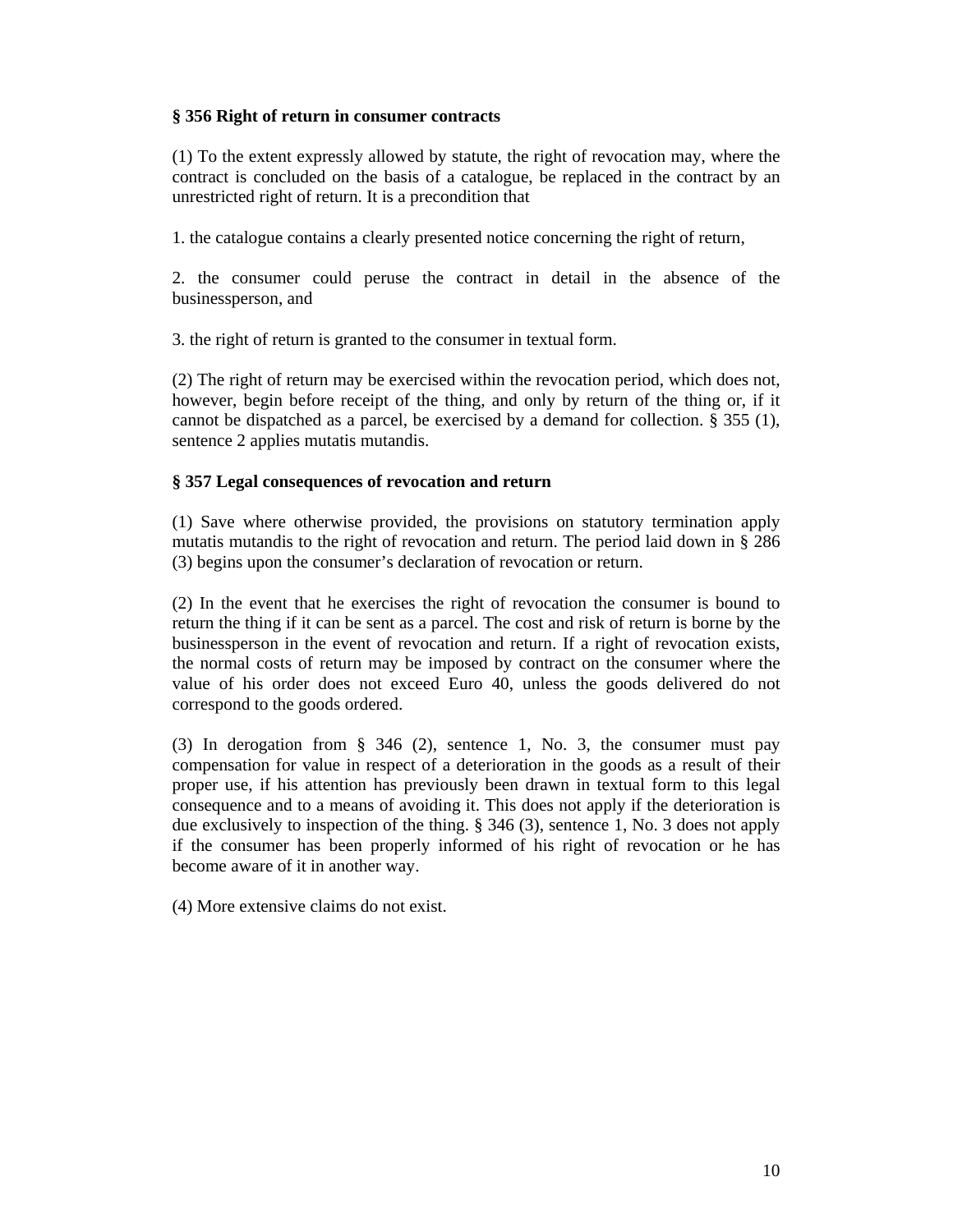**§ 356 Right of return in consumer contracts**

(1) To the extent expressly allowed by statute, the right of revocation may, where the contract is concluded on the basis of a catalogue, be replaced in the contract by an unrestricted right of return. It is a precondition that

1. the catalogue contains a clearly presented notice concerning the right of return,

2. the consumer could peruse the contract in detail in the absence of the businessperson, and

3. the right of return is granted to the consumer in textual form.

(2) The right of return may be exercised within the revocation period, which does not, however, begin before receipt of the thing, and only by return of the thing or, if it cannot be dispatched as a parcel, be exercised by a demand for collection. § 355 (1), sentence 2 applies mutatis mutandis.

**§ 357 Legal consequences of revocation and return**

(1) Save where otherwise provided, the provisions on statutory termination apply mutatis mutandis to the right of revocation and return. The period laid down in § 286 (3) begins upon the consumer's declaration of revocation or return.

(2) In the event that he exercises the right of revocation the consumer is bound to return the thing if it can be sent as a parcel. The cost and risk of return is borne by the businessperson in the event of revocation and return. If a right of revocation exists, the normal costs of return may be imposed by contract on the consumer where the value of his order does not exceed Euro 40, unless the goods delivered do not correspond to the goods ordered.

(3) In derogation from § 346 (2), sentence 1, No. 3, the consumer must pay compensation for value in respect of a deterioration in the goods as a result of their proper use, if his attention has previously been drawn in textual form to this legal consequence and to a means of avoiding it. This does not apply if the deterioration is due exclusively to inspection of the thing. § 346 (3), sentence 1, No. 3 does not apply if the consumer has been properly informed of his right of revocation or he has become aware of it in another way.

(4) More extensive claims do not exist.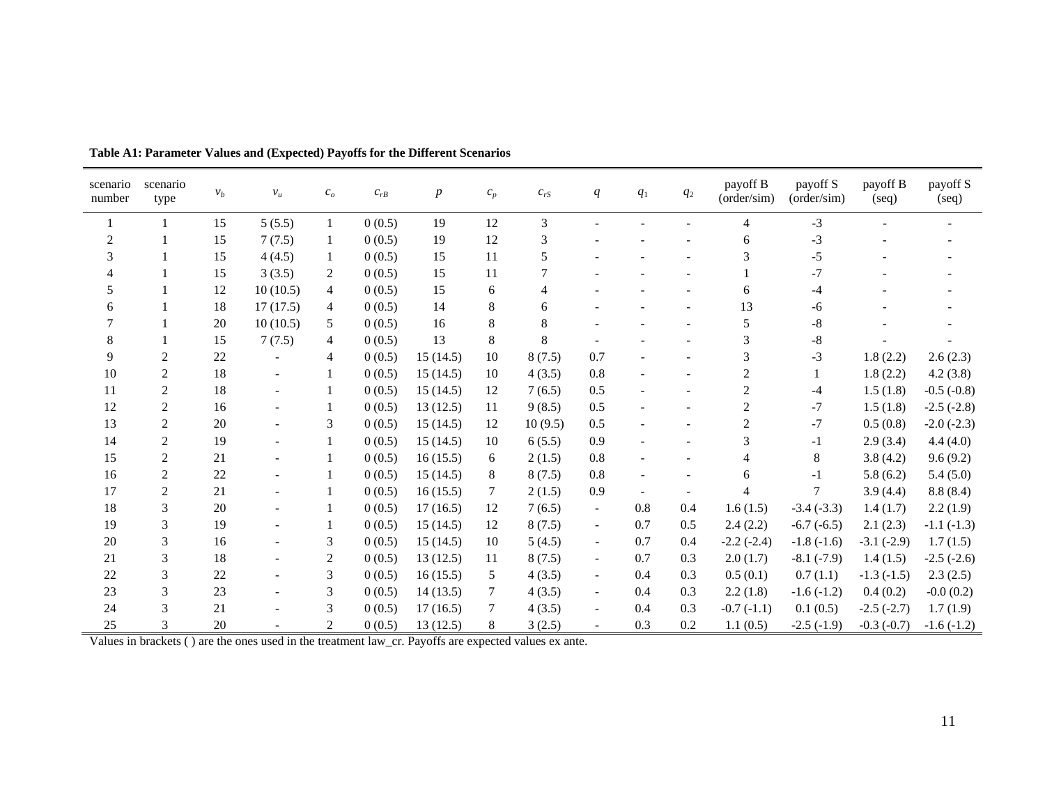**Table A1: Parameter Values and (Expected) Payoffs for the Different Scenarios**

| scenario number | scenario type | $v_b$ | $v_u$ | $c_o$ | $c_{rB}$ | $p$ | $c_p$ | $c_{rS}$ | $q$ | $q_1$ | $q_2$ | payoff B (order/sim) | payoff S (order/sim) | payoff B (seq) | payoff S (seq) |
|---|---|---|---|---|---|---|---|---|---|---|---|---|---|---|---|
| 1 | 1 | 15 | 5 (5.5) | 1 | 0 (0.5) | 19 | 12 | 3 | - | - | - | 4 | -3 | - | - |
| 2 | 1 | 15 | 7 (7.5) | 1 | 0 (0.5) | 19 | 12 | 3 | - | - | - | 6 | -3 | - | - |
| 3 | 1 | 15 | 4 (4.5) | 1 | 0 (0.5) | 15 | 11 | 5 | - | - | - | 3 | -5 | - | - |
| 4 | 1 | 15 | 3 (3.5) | 2 | 0 (0.5) | 15 | 11 | 7 | - | - | - | 1 | -7 | - | - |
| 5 | 1 | 12 | 10 (10.5) | 4 | 0 (0.5) | 15 | 6 | 4 | - | - | - | 6 | -4 | - | - |
| 6 | 1 | 18 | 17 (17.5) | 4 | 0 (0.5) | 14 | 8 | 6 | - | - | - | 13 | -6 | - | - |
| 7 | 1 | 20 | 10 (10.5) | 5 | 0 (0.5) | 16 | 8 | 8 | - | - | - | 5 | -8 | - | - |
| 8 | 1 | 15 | 7 (7.5) | 4 | 0 (0.5) | 13 | 8 | 8 | - | - | - | 3 | -8 | - | - |
| 9 | 2 | 22 | - | 4 | 0 (0.5) | 15 (14.5) | 10 | 8 (7.5) | 0.7 | - | - | 3 | -3 | 1.8 (2.2) | 2.6 (2.3) |
| 10 | 2 | 18 | - | 1 | 0 (0.5) | 15 (14.5) | 10 | 4 (3.5) | 0.8 | - | - | 2 | 1 | 1.8 (2.2) | 4.2 (3.8) |
| 11 | 2 | 18 | - | 1 | 0 (0.5) | 15 (14.5) | 12 | 7 (6.5) | 0.5 | - | - | 2 | -4 | 1.5 (1.8) | -0.5 (-0.8) |
| 12 | 2 | 16 | - | 1 | 0 (0.5) | 13 (12.5) | 11 | 9 (8.5) | 0.5 | - | - | 2 | -7 | 1.5 (1.8) | -2.5 (-2.8) |
| 13 | 2 | 20 | - | 3 | 0 (0.5) | 15 (14.5) | 12 | 10 (9.5) | 0.5 | - | - | 2 | -7 | 0.5 (0.8) | -2.0 (-2.3) |
| 14 | 2 | 19 | - | 1 | 0 (0.5) | 15 (14.5) | 10 | 6 (5.5) | 0.9 | - | - | 3 | -1 | 2.9 (3.4) | 4.4 (4.0) |
| 15 | 2 | 21 | - | 1 | 0 (0.5) | 16 (15.5) | 6 | 2 (1.5) | 0.8 | - | - | 4 | 8 | 3.8 (4.2) | 9.6 (9.2) |
| 16 | 2 | 22 | - | 1 | 0 (0.5) | 15 (14.5) | 8 | 8 (7.5) | 0.8 | - | - | 6 | -1 | 5.8 (6.2) | 5.4 (5.0) |
| 17 | 2 | 21 | - | 1 | 0 (0.5) | 16 (15.5) | 7 | 2 (1.5) | 0.9 | - | - | 4 | 7 | 3.9 (4.4) | 8.8 (8.4) |
| 18 | 3 | 20 | - | 1 | 0 (0.5) | 17 (16.5) | 12 | 7 (6.5) | - | 0.8 | 0.4 | 1.6 (1.5) | -3.4 (-3.3) | 1.4 (1.7) | 2.2 (1.9) |
| 19 | 3 | 19 | - | 1 | 0 (0.5) | 15 (14.5) | 12 | 8 (7.5) | - | 0.7 | 0.5 | 2.4 (2.2) | -6.7 (-6.5) | 2.1 (2.3) | -1.1 (-1.3) |
| 20 | 3 | 16 | - | 3 | 0 (0.5) | 15 (14.5) | 10 | 5 (4.5) | - | 0.7 | 0.4 | -2.2 (-2.4) | -1.8 (-1.6) | -3.1 (-2.9) | 1.7 (1.5) |
| 21 | 3 | 18 | - | 2 | 0 (0.5) | 13 (12.5) | 11 | 8 (7.5) | - | 0.7 | 0.3 | 2.0 (1.7) | -8.1 (-7.9) | 1.4 (1.5) | -2.5 (-2.6) |
| 22 | 3 | 22 | - | 3 | 0 (0.5) | 16 (15.5) | 5 | 4 (3.5) | - | 0.4 | 0.3 | 0.5 (0.1) | 0.7 (1.1) | -1.3 (-1.5) | 2.3 (2.5) |
| 23 | 3 | 23 | - | 3 | 0 (0.5) | 14 (13.5) | 7 | 4 (3.5) | - | 0.4 | 0.3 | 2.2 (1.8) | -1.6 (-1.2) | 0.4 (0.2) | -0.0 (0.2) |
| 24 | 3 | 21 | - | 3 | 0 (0.5) | 17 (16.5) | 7 | 4 (3.5) | - | 0.4 | 0.3 | -0.7 (-1.1) | 0.1 (0.5) | -2.5 (-2.7) | 1.7 (1.9) |
| 25 | 3 | 20 | - | 2 | 0 (0.5) | 13 (12.5) | 8 | 3 (2.5) | - | 0.3 | 0.2 | 1.1 (0.5) | -2.5 (-1.9) | -0.3 (-0.7) | -1.6 (-1.2) |

Values in brackets ( ) are the ones used in the treatment law_cr. Payoffs are expected values ex ante.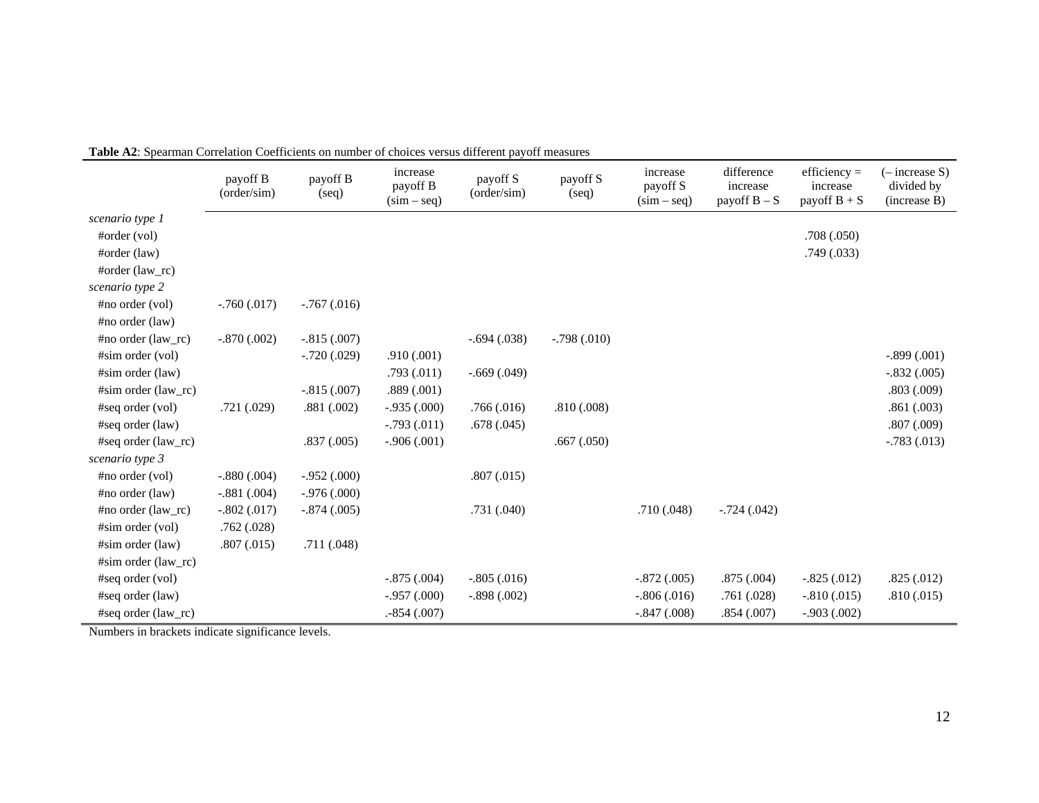**Table A2**: Spearman Correlation Coefficients on number of choices versus different payoff measures

| | payoff B (order/sim) | payoff B (seq) | increase payoff B (sim – seq) | payoff S (order/sim) | payoff S (seq) | increase payoff S (sim – seq) | difference increase payoff B – S | efficiency = increase payoff B + S | (– increase S) divided by (increase B) |
|---|---|---|---|---|---|---|---|---|---|
| *scenario type 1* | | | | | | | | | |
| #order (vol) | | | | | | | | .708 (.050) | |
| #order (law) | | | | | | | | .749 (.033) | |
| #order (law_rc) | | | | | | | | | |
| *scenario type 2* | | | | | | | | | |
| #no order (vol) | -.760 (.017) | -.767 (.016) | | | | | | | |
| #no order (law) | | | | | | | | | |
| #no order (law_rc) | -.870 (.002) | -.815 (.007) | | -.694 (.038) | -.798 (.010) | | | | |
| #sim order (vol) | | -.720 (.029) | .910 (.001) | | | | | | -.899 (.001) |
| #sim order (law) | | | .793 (.011) | -.669 (.049) | | | | | -.832 (.005) |
| #sim order (law_rc) | | -.815 (.007) | .889 (.001) | | | | | | .803 (.009) |
| #seq order (vol) | .721 (.029) | .881 (.002) | -.935 (.000) | .766 (.016) | .810 (.008) | | | | .861 (.003) |
| #seq order (law) | | | -.793 (.011) | .678 (.045) | | | | | .807 (.009) |
| #seq order (law_rc) | | .837 (.005) | -.906 (.001) | | .667 (.050) | | | | -.783 (.013) |
| *scenario type 3* | | | | | | | | | |
| #no order (vol) | -.880 (.004) | -.952 (.000) | | .807 (.015) | | | | | |
| #no order (law) | -.881 (.004) | -.976 (.000) | | | | | | | |
| #no order (law_rc) | -.802 (.017) | -.874 (.005) | | .731 (.040) | | .710 (.048) | -.724 (.042) | | |
| #sim order (vol) | .762 (.028) | | | | | | | | |
| #sim order (law) | .807 (.015) | .711 (.048) | | | | | | | |
| #sim order (law_rc) | | | | | | | | | |
| #seq order (vol) | | | -.875 (.004) | -.805 (.016) | | -.872 (.005) | .875 (.004) | -.825 (.012) | .825 (.012) |
| #seq order (law) | | | -.957 (.000) | -.898 (.002) | | -.806 (.016) | .761 (.028) | -.810 (.015) | .810 (.015) |
| #seq order (law_rc) | | | .-854 (.007) | | | -.847 (.008) | .854 (.007) | -.903 (.002) | |

Numbers in brackets indicate significance levels.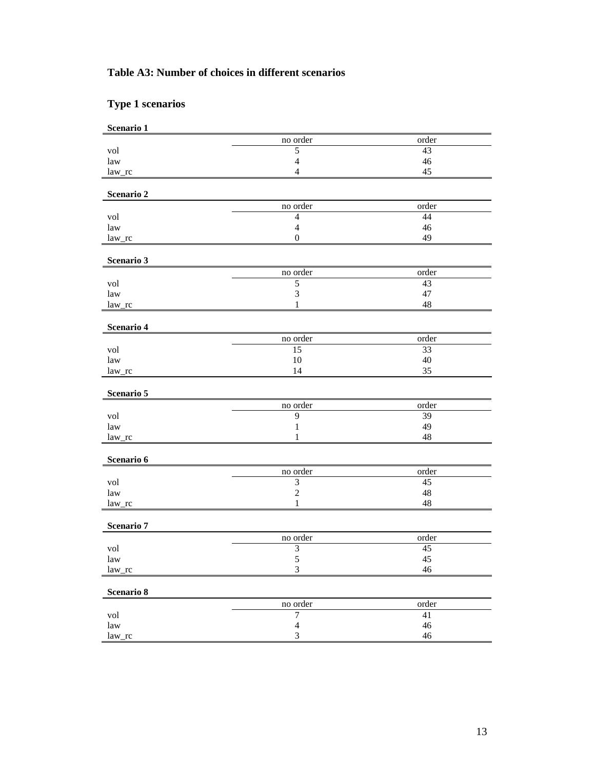## Table A3: Number of choices in different scenarios

### Type 1 scenarios

**Scenario 1**

| | no order | order |
|---|---|---|
| vol | 5 | 43 |
| law | 4 | 46 |
| law_rc | 4 | 45 |

**Scenario 2**

| | no order | order |
|---|---|---|
| vol | 4 | 44 |
| law | 4 | 46 |
| law_rc | 0 | 49 |

**Scenario 3**

| | no order | order |
|---|---|---|
| vol | 5 | 43 |
| law | 3 | 47 |
| law_rc | 1 | 48 |

**Scenario 4**

| | no order | order |
|---|---|---|
| vol | 15 | 33 |
| law | 10 | 40 |
| law_rc | 14 | 35 |

**Scenario 5**

| | no order | order |
|---|---|---|
| vol | 9 | 39 |
| law | 1 | 49 |
| law_rc | 1 | 48 |

**Scenario 6**

| | no order | order |
|---|---|---|
| vol | 3 | 45 |
| law | 2 | 48 |
| law_rc | 1 | 48 |

**Scenario 7**

| | no order | order |
|---|---|---|
| vol | 3 | 45 |
| law | 5 | 45 |
| law_rc | 3 | 46 |

**Scenario 8**

| | no order | order |
|---|---|---|
| vol | 7 | 41 |
| law | 4 | 46 |
| law_rc | 3 | 46 |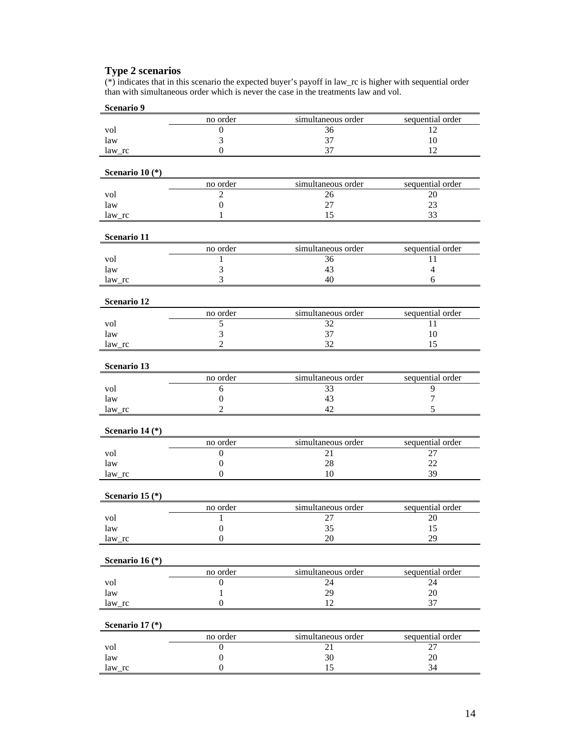## Type 2 scenarios

(*) indicates that in this scenario the expected buyer's payoff in law_rc is higher with sequential order than with simultaneous order which is never the case in the treatments law and vol.

**Scenario 9**

| | no order | simultaneous order | sequential order |
|---|---|---|---|
| vol | 0 | 36 | 12 |
| law | 3 | 37 | 10 |
| law_rc | 0 | 37 | 12 |

**Scenario 10 (*)**

| | no order | simultaneous order | sequential order |
|---|---|---|---|
| vol | 2 | 26 | 20 |
| law | 0 | 27 | 23 |
| law_rc | 1 | 15 | 33 |

**Scenario 11**

| | no order | simultaneous order | sequential order |
|---|---|---|---|
| vol | 1 | 36 | 11 |
| law | 3 | 43 | 4 |
| law_rc | 3 | 40 | 6 |

**Scenario 12**

| | no order | simultaneous order | sequential order |
|---|---|---|---|
| vol | 5 | 32 | 11 |
| law | 3 | 37 | 10 |
| law_rc | 2 | 32 | 15 |

**Scenario 13**

| | no order | simultaneous order | sequential order |
|---|---|---|---|
| vol | 6 | 33 | 9 |
| law | 0 | 43 | 7 |
| law_rc | 2 | 42 | 5 |

**Scenario 14 (*)**

| | no order | simultaneous order | sequential order |
|---|---|---|---|
| vol | 0 | 21 | 27 |
| law | 0 | 28 | 22 |
| law_rc | 0 | 10 | 39 |

**Scenario 15 (*)**

| | no order | simultaneous order | sequential order |
|---|---|---|---|
| vol | 1 | 27 | 20 |
| law | 0 | 35 | 15 |
| law_rc | 0 | 20 | 29 |

**Scenario 16 (*)**

| | no order | simultaneous order | sequential order |
|---|---|---|---|
| vol | 0 | 24 | 24 |
| law | 1 | 29 | 20 |
| law_rc | 0 | 12 | 37 |

**Scenario 17 (*)**

| | no order | simultaneous order | sequential order |
|---|---|---|---|
| vol | 0 | 21 | 27 |
| law | 0 | 30 | 20 |
| law_rc | 0 | 15 | 34 |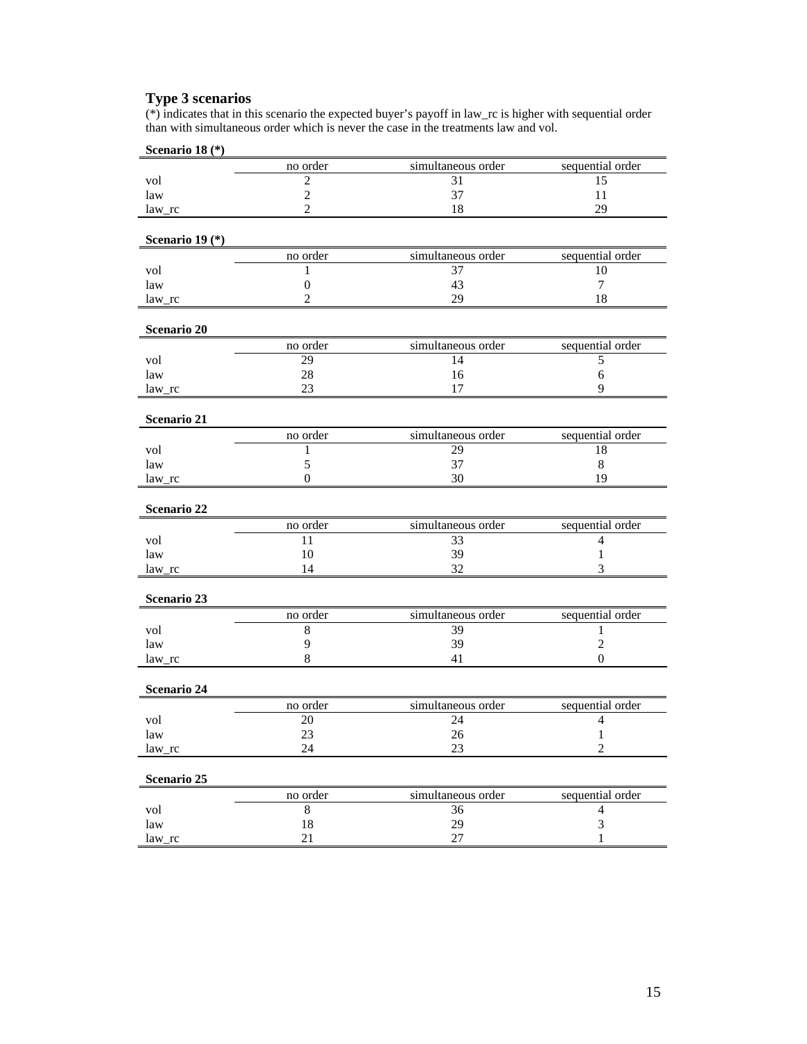## Type 3 scenarios

(*) indicates that in this scenario the expected buyer's payoff in law_rc is higher with sequential order than with simultaneous order which is never the case in the treatments law and vol.

**Scenario 18 (*)**

| | no order | simultaneous order | sequential order |
|---|---|---|---|
| vol | 2 | 31 | 15 |
| law | 2 | 37 | 11 |
| law_rc | 2 | 18 | 29 |

**Scenario 19 (*)**

| | no order | simultaneous order | sequential order |
|---|---|---|---|
| vol | 1 | 37 | 10 |
| law | 0 | 43 | 7 |
| law_rc | 2 | 29 | 18 |

**Scenario 20**

| | no order | simultaneous order | sequential order |
|---|---|---|---|
| vol | 29 | 14 | 5 |
| law | 28 | 16 | 6 |
| law_rc | 23 | 17 | 9 |

**Scenario 21**

| | no order | simultaneous order | sequential order |
|---|---|---|---|
| vol | 1 | 29 | 18 |
| law | 5 | 37 | 8 |
| law_rc | 0 | 30 | 19 |

**Scenario 22**

| | no order | simultaneous order | sequential order |
|---|---|---|---|
| vol | 11 | 33 | 4 |
| law | 10 | 39 | 1 |
| law_rc | 14 | 32 | 3 |

**Scenario 23**

| | no order | simultaneous order | sequential order |
|---|---|---|---|
| vol | 8 | 39 | 1 |
| law | 9 | 39 | 2 |
| law_rc | 8 | 41 | 0 |

**Scenario 24**

| | no order | simultaneous order | sequential order |
|---|---|---|---|
| vol | 20 | 24 | 4 |
| law | 23 | 26 | 1 |
| law_rc | 24 | 23 | 2 |

**Scenario 25**

| | no order | simultaneous order | sequential order |
|---|---|---|---|
| vol | 8 | 36 | 4 |
| law | 18 | 29 | 3 |
| law_rc | 21 | 27 | 1 |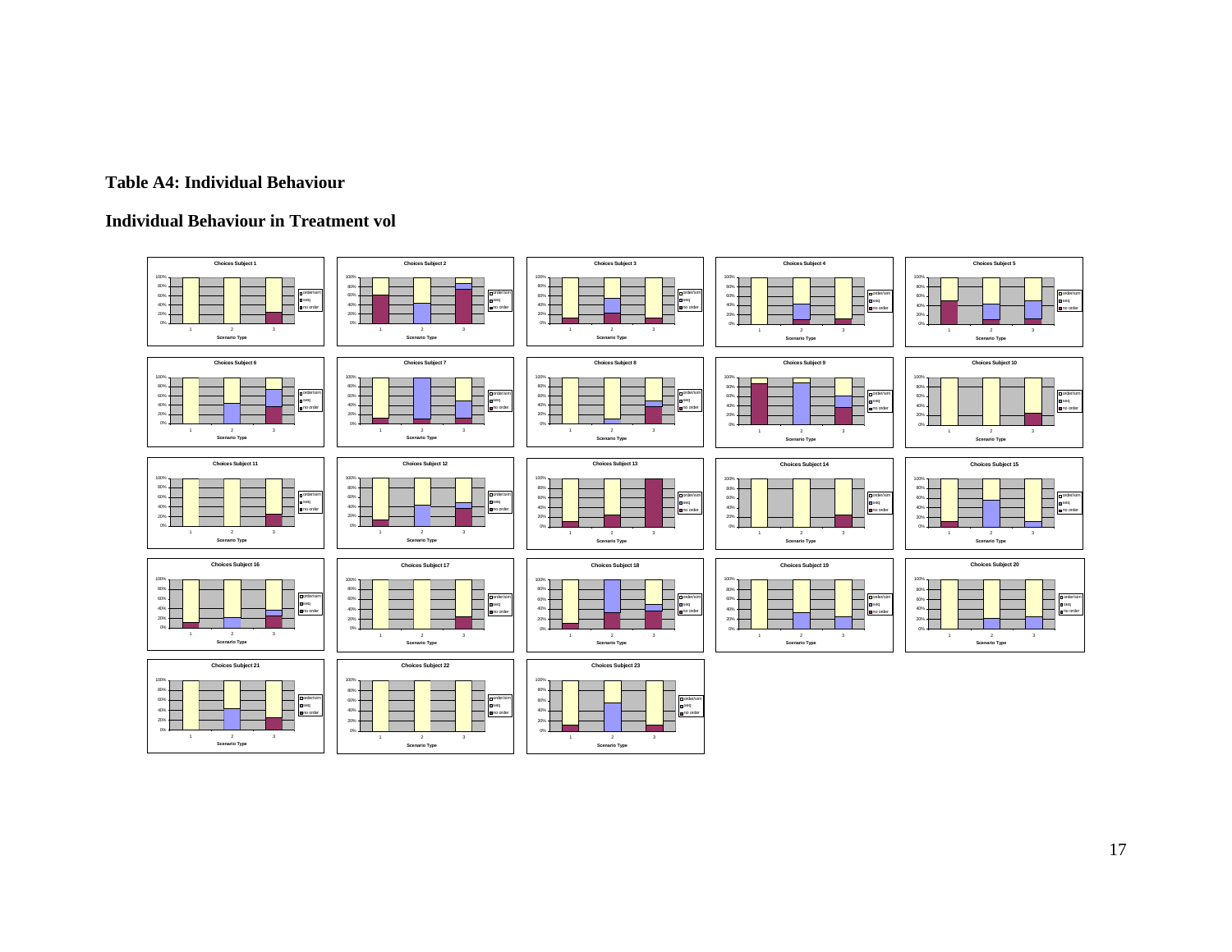## Table A4: Individual Behaviour

## Individual Behaviour in Treatment vol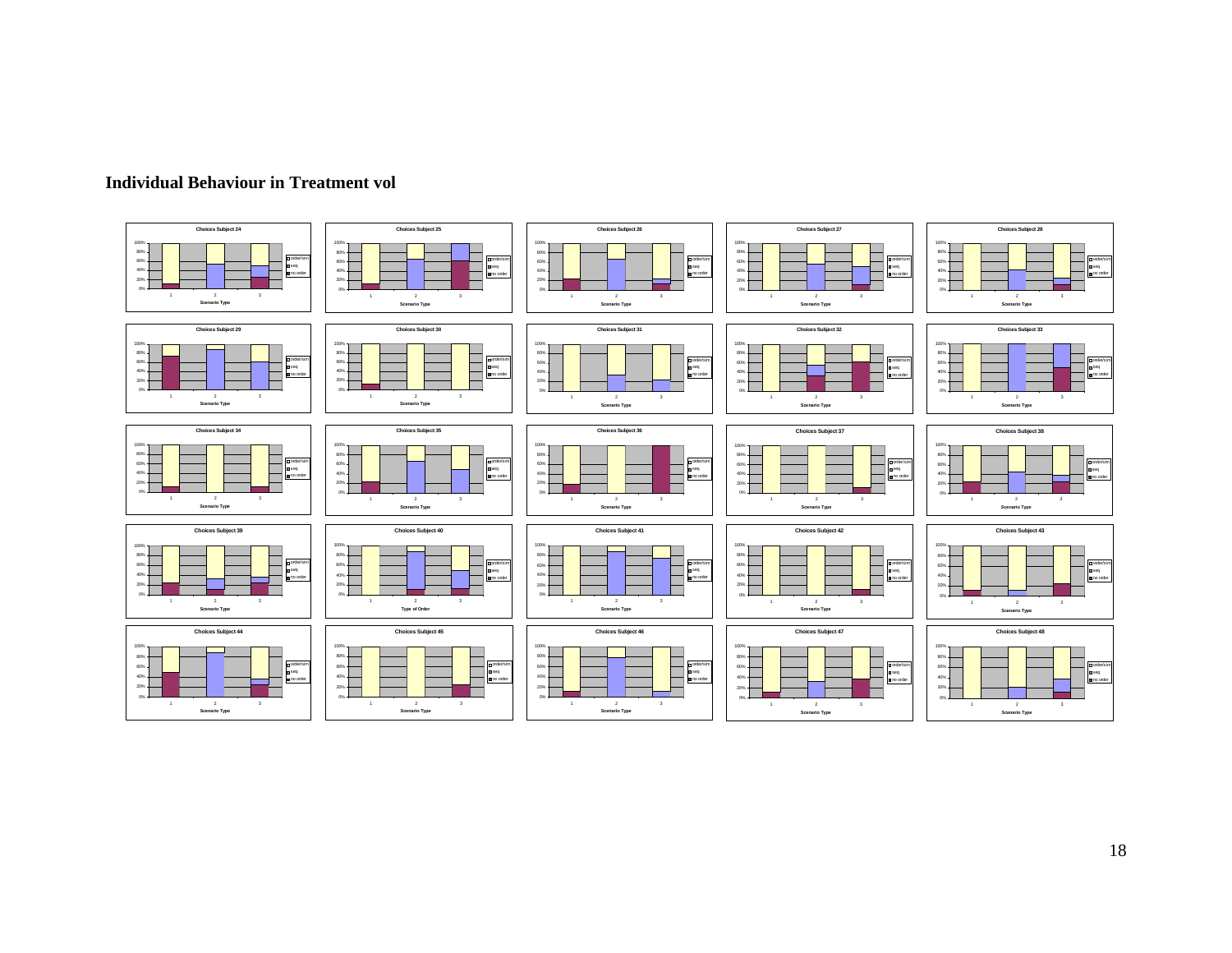## Individual Behaviour in Treatment vol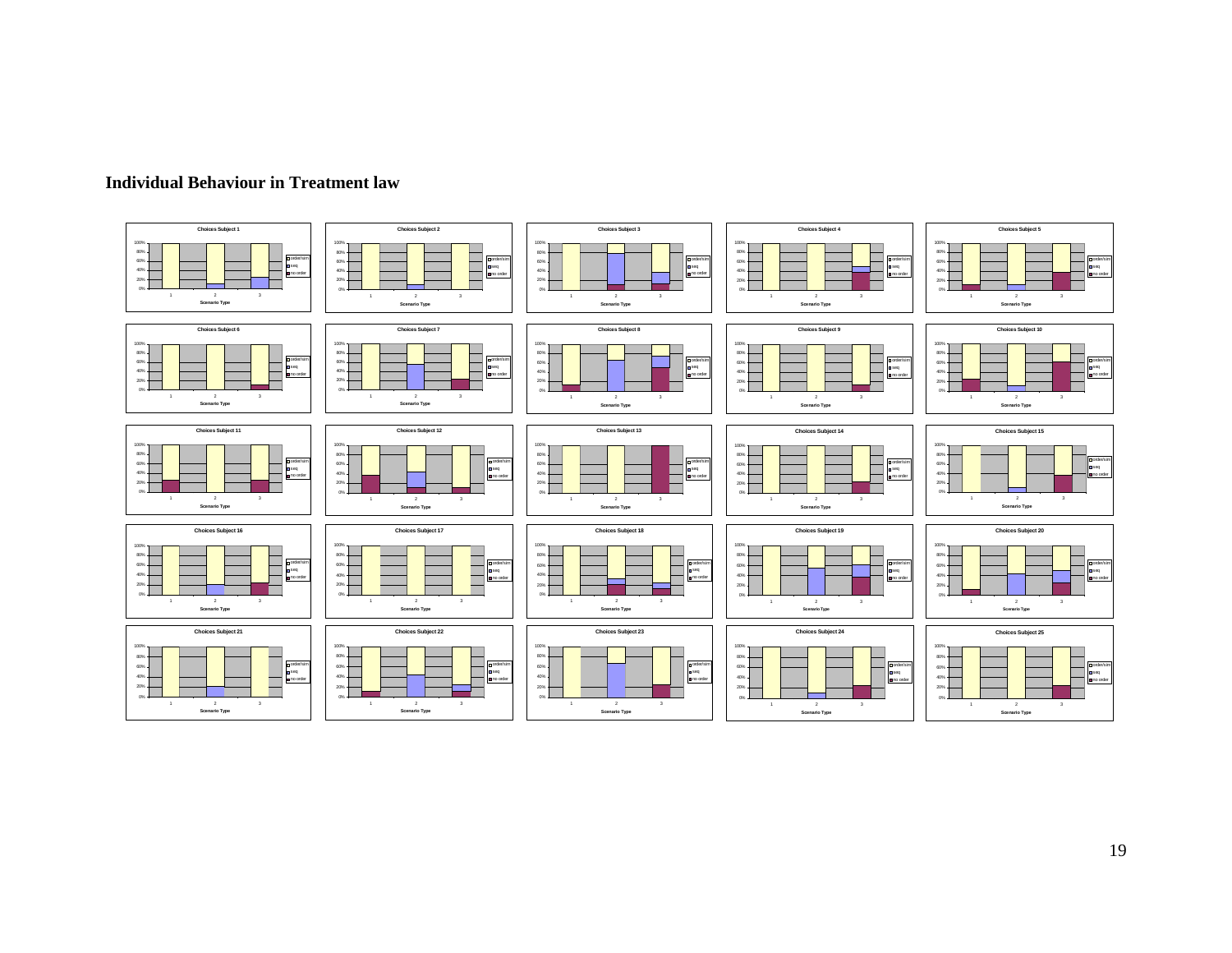## Individual Behaviour in Treatment law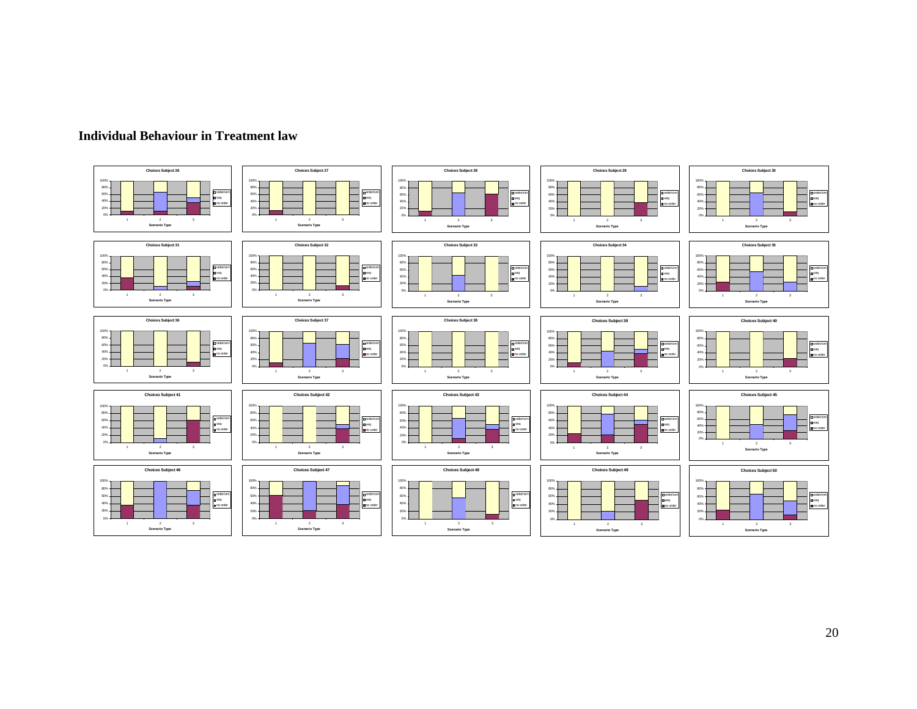## Individual Behaviour in Treatment law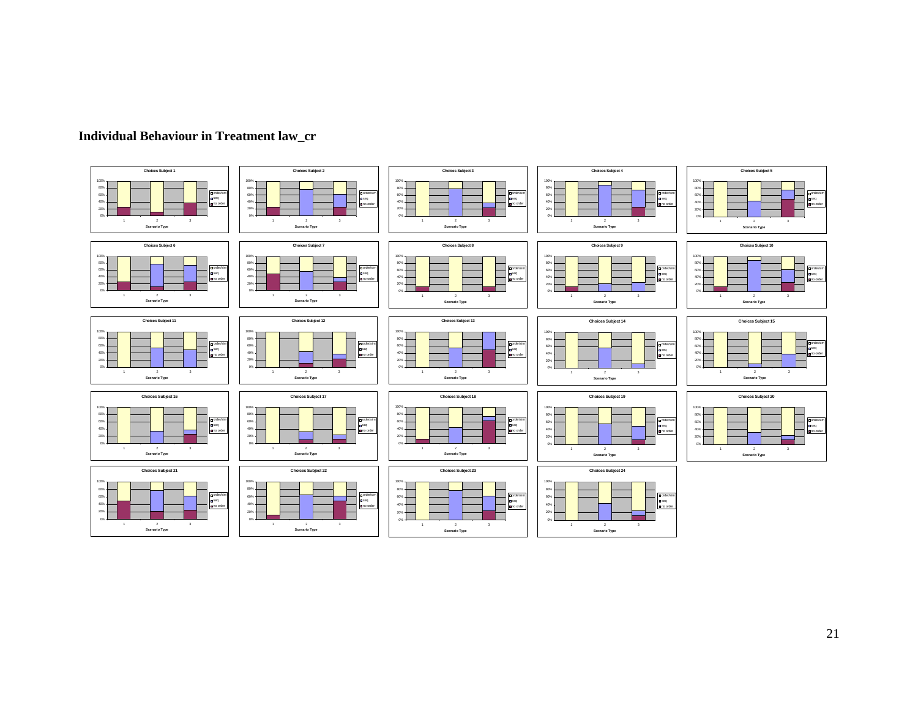## Individual Behaviour in Treatment law_cr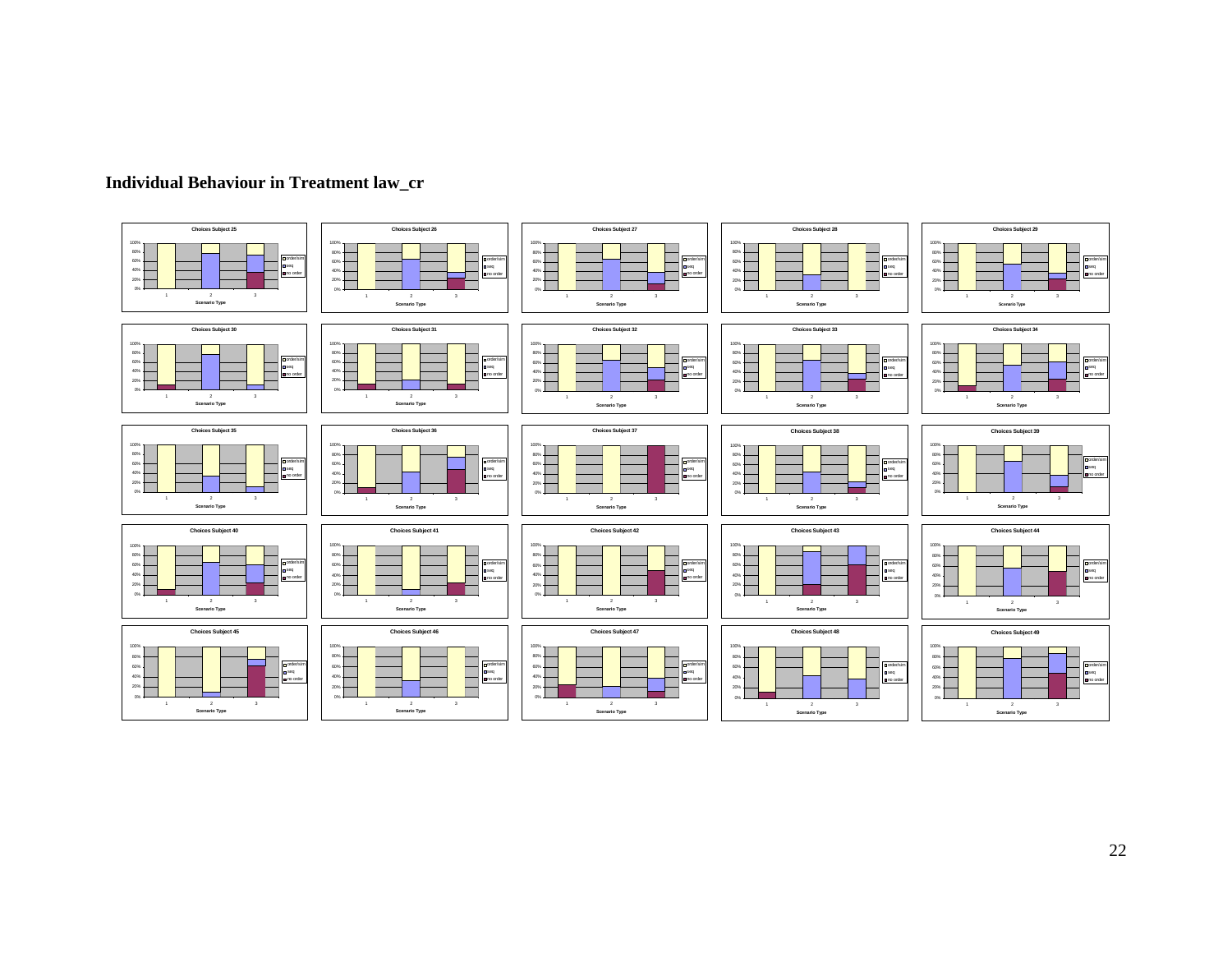## Individual Behaviour in Treatment law_cr

Choices Subject 25
100%
80%
60%
40%
20%
0%
1 2 3
Scenario Type
order/sim
seq
no order

Choices Subject 26
100%
80%
60%
40%
20%
0%
1 2 3
Scenario Type
order/sim
seq
no order

Choices Subject 27
100%
80%
60%
40%
20%
0%
1 2 3
Scenario Type
order/sim
seq
no order

Choices Subject 28
100%
80%
60%
40%
20%
0%
1 2 3
Scenario Type
order/sim
seq
no order

Choices Subject 29
100%
80%
60%
40%
20%
0%
1 2 3
Scenario Type
order/sim
seq
no order

Choices Subject 30
100%
80%
60%
40%
20%
0%
1 2 3
Scenario Type
order/sim
seq
no order

Choices Subject 31
100%
80%
60%
40%
20%
0%
1 2 3
Scenario Type
order/sim
seq
no order

Choices Subject 32
100%
80%
60%
40%
20%
0%
1 2 3
Scenario Type
order/sim
seq
no order

Choices Subject 33
100%
80%
60%
40%
20%
0%
1 2 3
Scenario Type
order/sim
seq
no order

Choices Subject 34
100%
80%
60%
40%
20%
0%
1 2 3
Scenario Type
order/sim
seq
no order

Choices Subject 35
100%
80%
60%
40%
20%
0%
1 2 3
Scenario Type
order/sim
seq
no order

Choices Subject 36
100%
80%
60%
40%
20%
0%
1 2 3
Scenario Type
order/sim
seq
no order

Choices Subject 37
100%
80%
60%
40%
20%
0%
1 2 3
Scenario Type
order/sim
seq
no order

Choices Subject 38
100%
80%
60%
40%
20%
0%
1 2 3
Scenario Type
order/sim
seq
no order

Choices Subject 39
100%
80%
60%
40%
20%
0%
1 2 3
Scenario Type
order/sim
seq
no order

Choices Subject 40
100%
80%
60%
40%
20%
0%
1 2 3
Scenario Type
order/sim
seq
no order

Choices Subject 41
100%
80%
60%
40%
20%
0%
1 2 3
Scenario Type
order/sim
seq
no order

Choices Subject 42
100%
80%
60%
40%
20%
0%
1 2 3
Scenario Type
order/sim
seq
no order

Choices Subject 43
100%
80%
60%
40%
20%
0%
1 2 3
Scenario Type
order/sim
seq
no order

Choices Subject 44
100%
80%
60%
40%
20%
0%
1 2 3
Scenario Type
order/sim
seq
no order

Choices Subject 45
100%
80%
60%
40%
20%
0%
1 2 3
Scenario Type
order/sim
seq
no order

Choices Subject 46
100%
80%
60%
40%
20%
0%
1 2 3
Scenario Type
order/sim
seq
no order

Choices Subject 47
100%
80%
60%
40%
20%
0%
1 2 3
Scenario Type
order/sim
seq
no order

Choices Subject 48
100%
80%
60%
40%
20%
0%
1 2 3
Scenario Type
order/sim
seq
no order

Choices Subject 49
100%
80%
60%
40%
20%
0%
1 2 3
Scenario Type
order/sim
seq
no order